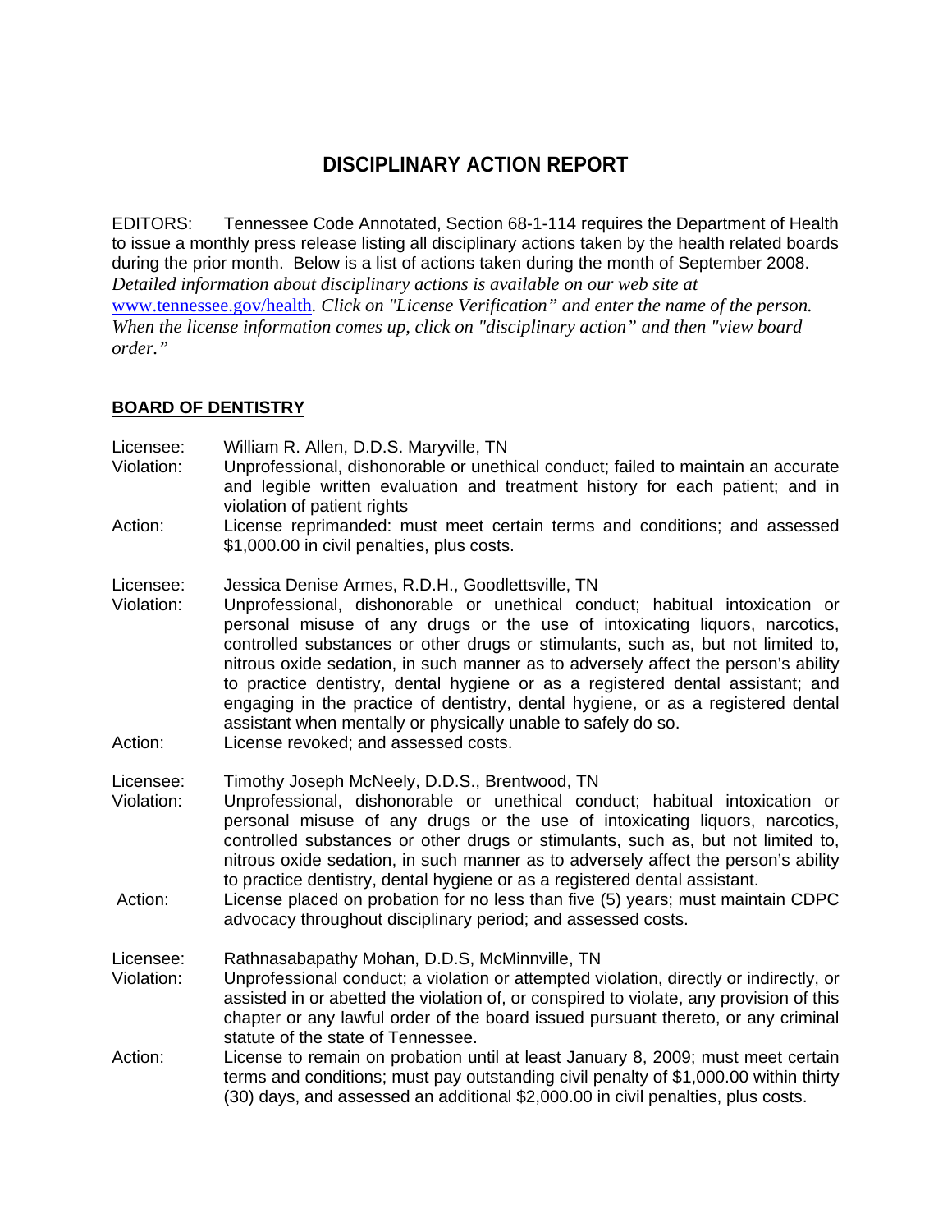# DISCIPLINARY ACTION REPORT

EDITORS: Tennessee Code Annotated, Section 68-1-114 requires the Department of Health to issue a monthly press release listing all disciplinary actions taken by the health related boards during the prior month. Below is a list of actions taken during the month of September 2008. *Detailed information about disciplinary actions is available on our web site at* www.tennessee.gov/health*. Click on "License Verification" and enter the name of the person. When the license information comes up, click on "disciplinary action" and then "view board order."*

## BOARD OF DENTISTRY

Licensee: William R. Allen, D.D.S. Maryville, TN
Violation: Unprofessional, dishonorable or unethical conduct; failed to maintain an accurate and legible written evaluation and treatment history for each patient; and in violation of patient rights
Action: License reprimanded: must meet certain terms and conditions; and assessed $1,000.00 in civil penalties, plus costs.

Licensee: Jessica Denise Armes, R.D.H., Goodlettsville, TN
Violation: Unprofessional, dishonorable or unethical conduct; habitual intoxication or personal misuse of any drugs or the use of intoxicating liquors, narcotics, controlled substances or other drugs or stimulants, such as, but not limited to, nitrous oxide sedation, in such manner as to adversely affect the person's ability to practice dentistry, dental hygiene or as a registered dental assistant; and engaging in the practice of dentistry, dental hygiene, or as a registered dental assistant when mentally or physically unable to safely do so.
Action: License revoked; and assessed costs.

Licensee: Timothy Joseph McNeely, D.D.S., Brentwood, TN
Violation: Unprofessional, dishonorable or unethical conduct; habitual intoxication or personal misuse of any drugs or the use of intoxicating liquors, narcotics, controlled substances or other drugs or stimulants, such as, but not limited to, nitrous oxide sedation, in such manner as to adversely affect the person's ability to practice dentistry, dental hygiene or as a registered dental assistant.
Action: License placed on probation for no less than five (5) years; must maintain CDPC advocacy throughout disciplinary period; and assessed costs.

Licensee: Rathnasabapathy Mohan, D.D.S, McMinnville, TN
Violation: Unprofessional conduct; a violation or attempted violation, directly or indirectly, or assisted in or abetted the violation of, or conspired to violate, any provision of this chapter or any lawful order of the board issued pursuant thereto, or any criminal statute of the state of Tennessee.
Action: License to remain on probation until at least January 8, 2009; must meet certain terms and conditions; must pay outstanding civil penalty of $1,000.00 within thirty (30) days, and assessed an additional $2,000.00 in civil penalties, plus costs.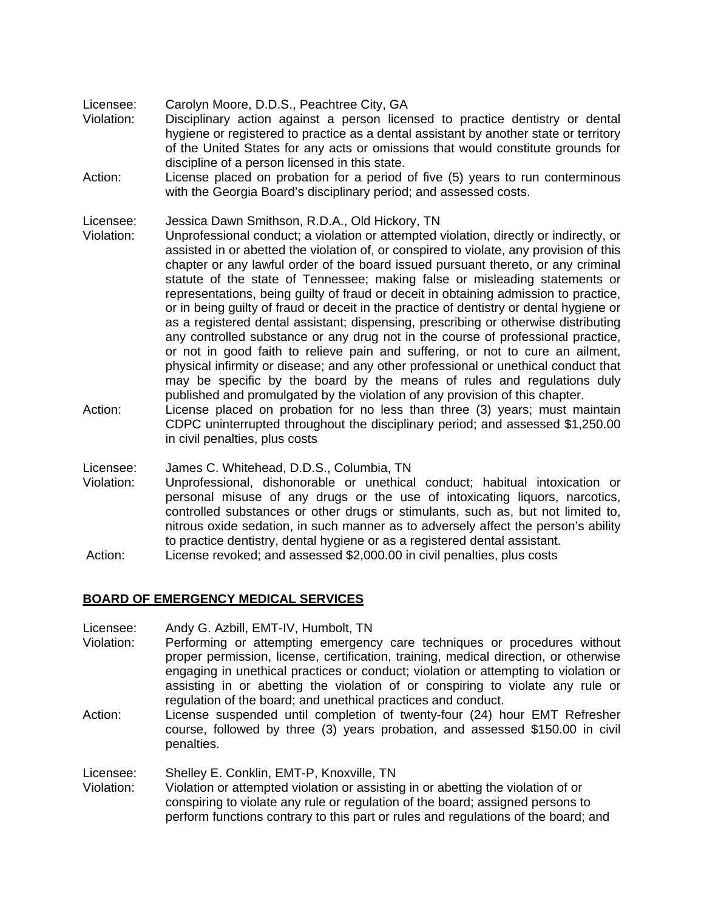Licensee: Carolyn Moore, D.D.S., Peachtree City, GA
Violation: Disciplinary action against a person licensed to practice dentistry or dental hygiene or registered to practice as a dental assistant by another state or territory of the United States for any acts or omissions that would constitute grounds for discipline of a person licensed in this state.
Action: License placed on probation for a period of five (5) years to run conterminous with the Georgia Board's disciplinary period; and assessed costs.

Licensee: Jessica Dawn Smithson, R.D.A., Old Hickory, TN
Violation: Unprofessional conduct; a violation or attempted violation, directly or indirectly, or assisted in or abetted the violation of, or conspired to violate, any provision of this chapter or any lawful order of the board issued pursuant thereto, or any criminal statute of the state of Tennessee; making false or misleading statements or representations, being guilty of fraud or deceit in obtaining admission to practice, or in being guilty of fraud or deceit in the practice of dentistry or dental hygiene or as a registered dental assistant; dispensing, prescribing or otherwise distributing any controlled substance or any drug not in the course of professional practice, or not in good faith to relieve pain and suffering, or not to cure an ailment, physical infirmity or disease; and any other professional or unethical conduct that may be specific by the board by the means of rules and regulations duly published and promulgated by the violation of any provision of this chapter.
Action: License placed on probation for no less than three (3) years; must maintain CDPC uninterrupted throughout the disciplinary period; and assessed $1,250.00 in civil penalties, plus costs

Licensee: James C. Whitehead, D.D.S., Columbia, TN
Violation: Unprofessional, dishonorable or unethical conduct; habitual intoxication or personal misuse of any drugs or the use of intoxicating liquors, narcotics, controlled substances or other drugs or stimulants, such as, but not limited to, nitrous oxide sedation, in such manner as to adversely affect the person's ability to practice dentistry, dental hygiene or as a registered dental assistant.
Action: License revoked; and assessed $2,000.00 in civil penalties, plus costs

## BOARD OF EMERGENCY MEDICAL SERVICES

Licensee: Andy G. Azbill, EMT-IV, Humbolt, TN
Violation: Performing or attempting emergency care techniques or procedures without proper permission, license, certification, training, medical direction, or otherwise engaging in unethical practices or conduct; violation or attempting to violation or assisting in or abetting the violation of or conspiring to violate any rule or regulation of the board; and unethical practices and conduct.
Action: License suspended until completion of twenty-four (24) hour EMT Refresher course, followed by three (3) years probation, and assessed $150.00 in civil penalties.

Licensee: Shelley E. Conklin, EMT-P, Knoxville, TN
Violation: Violation or attempted violation or assisting in or abetting the violation of or conspiring to violate any rule or regulation of the board; assigned persons to perform functions contrary to this part or rules and regulations of the board; and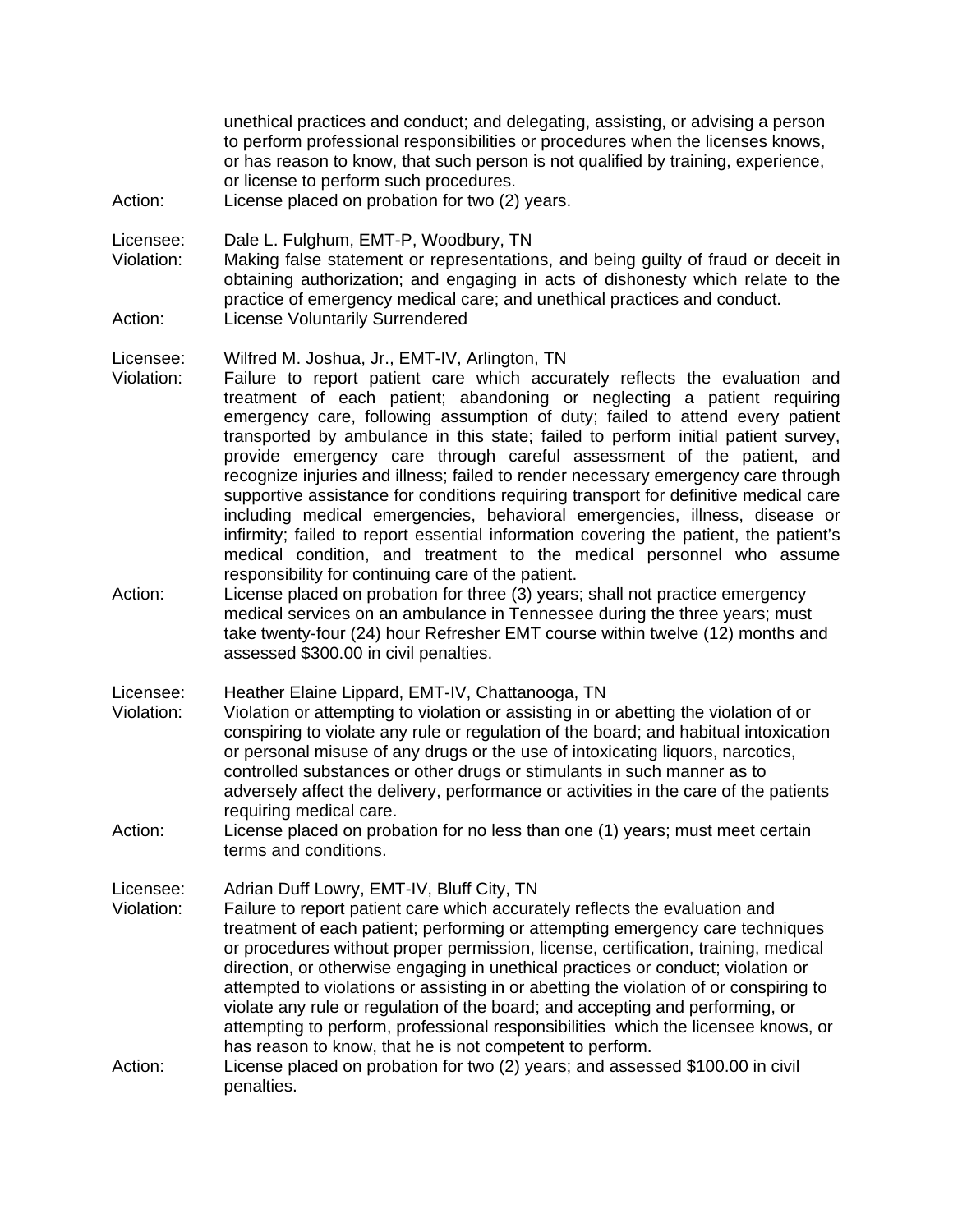unethical practices and conduct; and delegating, assisting, or advising a person to perform professional responsibilities or procedures when the licenses knows, or has reason to know, that such person is not qualified by training, experience, or license to perform such procedures.

Action: License placed on probation for two (2) years.

Licensee: Dale L. Fulghum, EMT-P, Woodbury, TN

Violation: Making false statement or representations, and being guilty of fraud or deceit in obtaining authorization; and engaging in acts of dishonesty which relate to the practice of emergency medical care; and unethical practices and conduct.

Action: License Voluntarily Surrendered

Licensee: Wilfred M. Joshua, Jr., EMT-IV, Arlington, TN

Violation: Failure to report patient care which accurately reflects the evaluation and treatment of each patient; abandoning or neglecting a patient requiring emergency care, following assumption of duty; failed to attend every patient transported by ambulance in this state; failed to perform initial patient survey, provide emergency care through careful assessment of the patient, and recognize injuries and illness; failed to render necessary emergency care through supportive assistance for conditions requiring transport for definitive medical care including medical emergencies, behavioral emergencies, illness, disease or infirmity; failed to report essential information covering the patient, the patient's medical condition, and treatment to the medical personnel who assume responsibility for continuing care of the patient.

Action: License placed on probation for three (3) years; shall not practice emergency medical services on an ambulance in Tennessee during the three years; must take twenty-four (24) hour Refresher EMT course within twelve (12) months and assessed $300.00 in civil penalties.

Licensee: Heather Elaine Lippard, EMT-IV, Chattanooga, TN

Violation: Violation or attempting to violation or assisting in or abetting the violation of or conspiring to violate any rule or regulation of the board; and habitual intoxication or personal misuse of any drugs or the use of intoxicating liquors, narcotics, controlled substances or other drugs or stimulants in such manner as to adversely affect the delivery, performance or activities in the care of the patients requiring medical care.

Action: License placed on probation for no less than one (1) years; must meet certain terms and conditions.

Licensee: Adrian Duff Lowry, EMT-IV, Bluff City, TN

Violation: Failure to report patient care which accurately reflects the evaluation and treatment of each patient; performing or attempting emergency care techniques or procedures without proper permission, license, certification, training, medical direction, or otherwise engaging in unethical practices or conduct; violation or attempted to violations or assisting in or abetting the violation of or conspiring to violate any rule or regulation of the board; and accepting and performing, or attempting to perform, professional responsibilities which the licensee knows, or has reason to know, that he is not competent to perform.

Action: License placed on probation for two (2) years; and assessed $100.00 in civil penalties.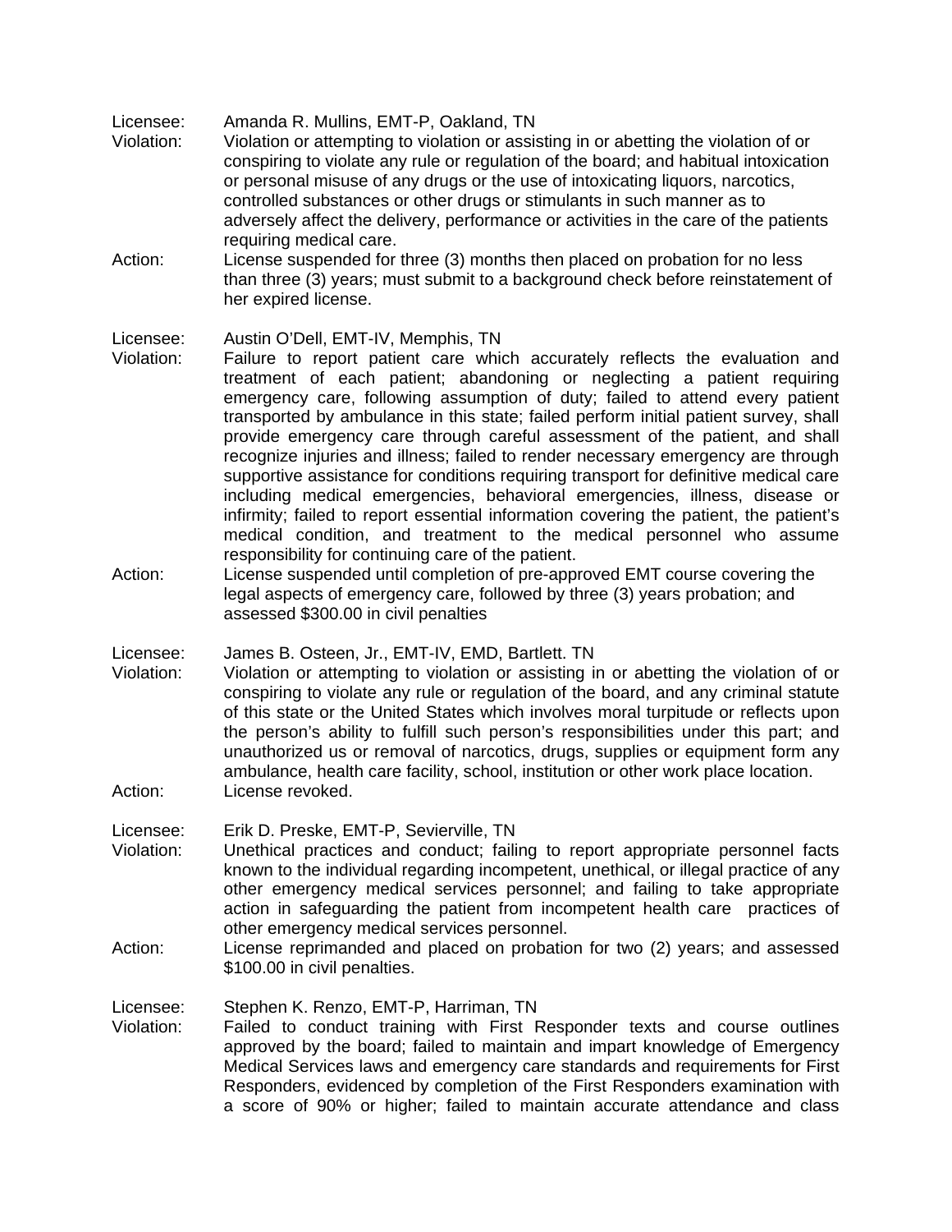Licensee: Amanda R. Mullins, EMT-P, Oakland, TN
Violation: Violation or attempting to violation or assisting in or abetting the violation of or conspiring to violate any rule or regulation of the board; and habitual intoxication or personal misuse of any drugs or the use of intoxicating liquors, narcotics, controlled substances or other drugs or stimulants in such manner as to adversely affect the delivery, performance or activities in the care of the patients requiring medical care.
Action: License suspended for three (3) months then placed on probation for no less than three (3) years; must submit to a background check before reinstatement of her expired license.

Licensee: Austin O'Dell, EMT-IV, Memphis, TN
Violation: Failure to report patient care which accurately reflects the evaluation and treatment of each patient; abandoning or neglecting a patient requiring emergency care, following assumption of duty; failed to attend every patient transported by ambulance in this state; failed perform initial patient survey, shall provide emergency care through careful assessment of the patient, and shall recognize injuries and illness; failed to render necessary emergency are through supportive assistance for conditions requiring transport for definitive medical care including medical emergencies, behavioral emergencies, illness, disease or infirmity; failed to report essential information covering the patient, the patient's medical condition, and treatment to the medical personnel who assume responsibility for continuing care of the patient.
Action: License suspended until completion of pre-approved EMT course covering the legal aspects of emergency care, followed by three (3) years probation; and assessed $300.00 in civil penalties

Licensee: James B. Osteen, Jr., EMT-IV, EMD, Bartlett. TN
Violation: Violation or attempting to violation or assisting in or abetting the violation of or conspiring to violate any rule or regulation of the board, and any criminal statute of this state or the United States which involves moral turpitude or reflects upon the person's ability to fulfill such person's responsibilities under this part; and unauthorized us or removal of narcotics, drugs, supplies or equipment form any ambulance, health care facility, school, institution or other work place location.
Action: License revoked.

Licensee: Erik D. Preske, EMT-P, Sevierville, TN
Violation: Unethical practices and conduct; failing to report appropriate personnel facts known to the individual regarding incompetent, unethical, or illegal practice of any other emergency medical services personnel; and failing to take appropriate action in safeguarding the patient from incompetent health care practices of other emergency medical services personnel.
Action: License reprimanded and placed on probation for two (2) years; and assessed $100.00 in civil penalties.

Licensee: Stephen K. Renzo, EMT-P, Harriman, TN
Violation: Failed to conduct training with First Responder texts and course outlines approved by the board; failed to maintain and impart knowledge of Emergency Medical Services laws and emergency care standards and requirements for First Responders, evidenced by completion of the First Responders examination with a score of 90% or higher; failed to maintain accurate attendance and class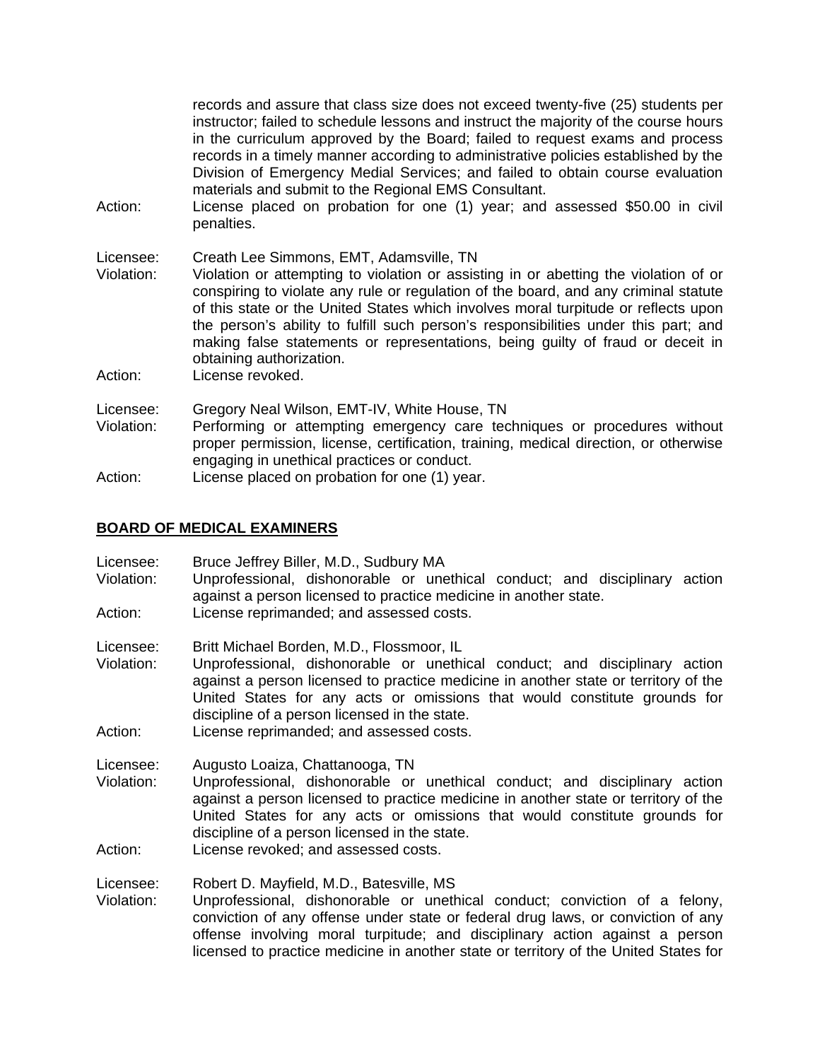records and assure that class size does not exceed twenty-five (25) students per instructor; failed to schedule lessons and instruct the majority of the course hours in the curriculum approved by the Board; failed to request exams and process records in a timely manner according to administrative policies established by the Division of Emergency Medial Services; and failed to obtain course evaluation materials and submit to the Regional EMS Consultant.

Action: License placed on probation for one (1) year; and assessed $50.00 in civil penalties.

Licensee: Creath Lee Simmons, EMT, Adamsville, TN
Violation: Violation or attempting to violation or assisting in or abetting the violation of or conspiring to violate any rule or regulation of the board, and any criminal statute of this state or the United States which involves moral turpitude or reflects upon the person's ability to fulfill such person's responsibilities under this part; and making false statements or representations, being guilty of fraud or deceit in obtaining authorization.
Action: License revoked.

Licensee: Gregory Neal Wilson, EMT-IV, White House, TN
Violation: Performing or attempting emergency care techniques or procedures without proper permission, license, certification, training, medical direction, or otherwise engaging in unethical practices or conduct.
Action: License placed on probation for one (1) year.

## BOARD OF MEDICAL EXAMINERS

Licensee: Bruce Jeffrey Biller, M.D., Sudbury MA
Violation: Unprofessional, dishonorable or unethical conduct; and disciplinary action against a person licensed to practice medicine in another state.
Action: License reprimanded; and assessed costs.

Licensee: Britt Michael Borden, M.D., Flossmoor, IL
Violation: Unprofessional, dishonorable or unethical conduct; and disciplinary action against a person licensed to practice medicine in another state or territory of the United States for any acts or omissions that would constitute grounds for discipline of a person licensed in the state.
Action: License reprimanded; and assessed costs.

Licensee: Augusto Loaiza, Chattanooga, TN
Violation: Unprofessional, dishonorable or unethical conduct; and disciplinary action against a person licensed to practice medicine in another state or territory of the United States for any acts or omissions that would constitute grounds for discipline of a person licensed in the state.
Action: License revoked; and assessed costs.

Licensee: Robert D. Mayfield, M.D., Batesville, MS
Violation: Unprofessional, dishonorable or unethical conduct; conviction of a felony, conviction of any offense under state or federal drug laws, or conviction of any offense involving moral turpitude; and disciplinary action against a person licensed to practice medicine in another state or territory of the United States for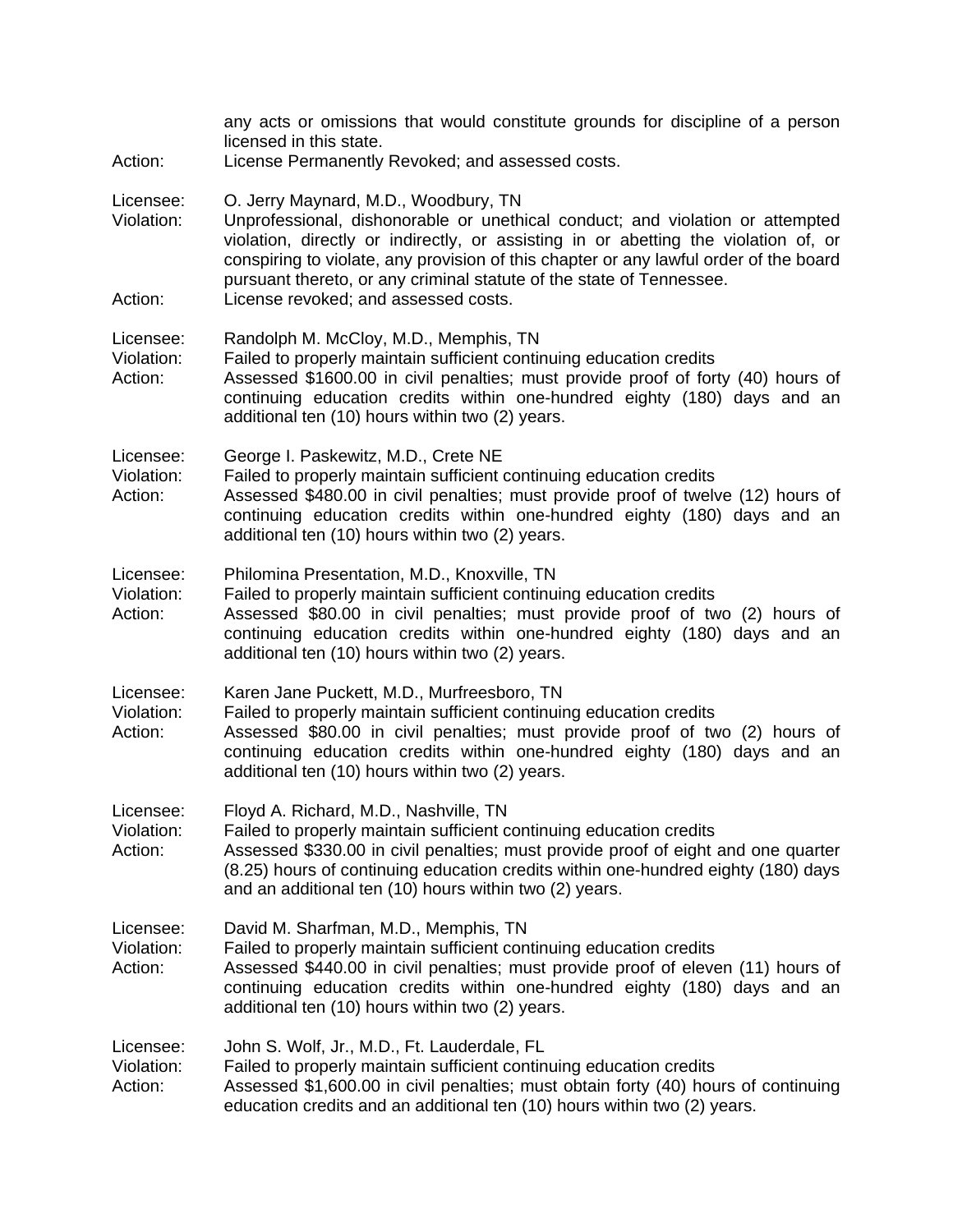any acts or omissions that would constitute grounds for discipline of a person licensed in this state.

Action: License Permanently Revoked; and assessed costs.

Licensee: O. Jerry Maynard, M.D., Woodbury, TN

Violation: Unprofessional, dishonorable or unethical conduct; and violation or attempted violation, directly or indirectly, or assisting in or abetting the violation of, or conspiring to violate, any provision of this chapter or any lawful order of the board pursuant thereto, or any criminal statute of the state of Tennessee.

Action: License revoked; and assessed costs.

Licensee: Randolph M. McCloy, M.D., Memphis, TN

Violation: Failed to properly maintain sufficient continuing education credits

Action: Assessed $1600.00 in civil penalties; must provide proof of forty (40) hours of continuing education credits within one-hundred eighty (180) days and an additional ten (10) hours within two (2) years.

Licensee: George I. Paskewitz, M.D., Crete NE

Violation: Failed to properly maintain sufficient continuing education credits

Action: Assessed $480.00 in civil penalties; must provide proof of twelve (12) hours of continuing education credits within one-hundred eighty (180) days and an additional ten (10) hours within two (2) years.

Licensee: Philomina Presentation, M.D., Knoxville, TN

Violation: Failed to properly maintain sufficient continuing education credits

Action: Assessed $80.00 in civil penalties; must provide proof of two (2) hours of continuing education credits within one-hundred eighty (180) days and an additional ten (10) hours within two (2) years.

Licensee: Karen Jane Puckett, M.D., Murfreesboro, TN

Violation: Failed to properly maintain sufficient continuing education credits

Action: Assessed $80.00 in civil penalties; must provide proof of two (2) hours of continuing education credits within one-hundred eighty (180) days and an additional ten (10) hours within two (2) years.

Licensee: Floyd A. Richard, M.D., Nashville, TN

Violation: Failed to properly maintain sufficient continuing education credits

Action: Assessed $330.00 in civil penalties; must provide proof of eight and one quarter (8.25) hours of continuing education credits within one-hundred eighty (180) days and an additional ten (10) hours within two (2) years.

Licensee: David M. Sharfman, M.D., Memphis, TN

Violation: Failed to properly maintain sufficient continuing education credits

Action: Assessed $440.00 in civil penalties; must provide proof of eleven (11) hours of continuing education credits within one-hundred eighty (180) days and an additional ten (10) hours within two (2) years.

Licensee: John S. Wolf, Jr., M.D., Ft. Lauderdale, FL

Violation: Failed to properly maintain sufficient continuing education credits

Action: Assessed $1,600.00 in civil penalties; must obtain forty (40) hours of continuing education credits and an additional ten (10) hours within two (2) years.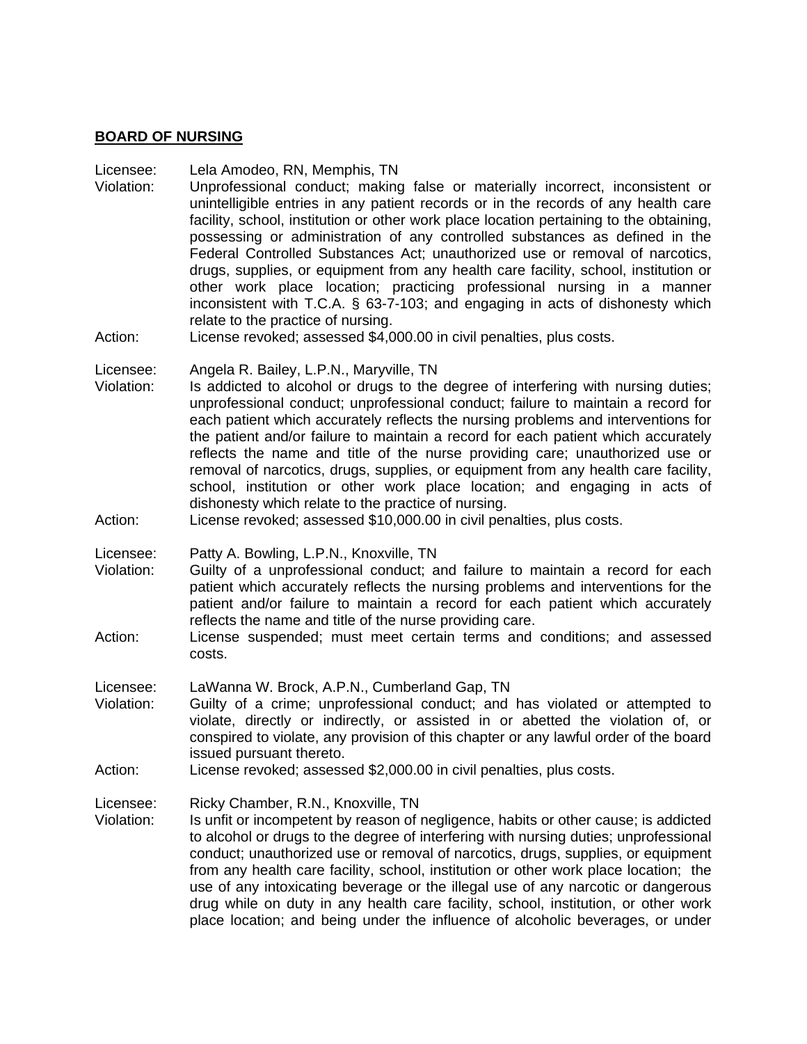**BOARD OF NURSING**

Licensee: Lela Amodeo, RN, Memphis, TN
Violation: Unprofessional conduct; making false or materially incorrect, inconsistent or unintelligible entries in any patient records or in the records of any health care facility, school, institution or other work place location pertaining to the obtaining, possessing or administration of any controlled substances as defined in the Federal Controlled Substances Act; unauthorized use or removal of narcotics, drugs, supplies, or equipment from any health care facility, school, institution or other work place location; practicing professional nursing in a manner inconsistent with T.C.A. § 63-7-103; and engaging in acts of dishonesty which relate to the practice of nursing.
Action: License revoked; assessed $4,000.00 in civil penalties, plus costs.

Licensee: Angela R. Bailey, L.P.N., Maryville, TN
Violation: Is addicted to alcohol or drugs to the degree of interfering with nursing duties; unprofessional conduct; unprofessional conduct; failure to maintain a record for each patient which accurately reflects the nursing problems and interventions for the patient and/or failure to maintain a record for each patient which accurately reflects the name and title of the nurse providing care; unauthorized use or removal of narcotics, drugs, supplies, or equipment from any health care facility, school, institution or other work place location; and engaging in acts of dishonesty which relate to the practice of nursing.
Action: License revoked; assessed $10,000.00 in civil penalties, plus costs.

Licensee: Patty A. Bowling, L.P.N., Knoxville, TN
Violation: Guilty of a unprofessional conduct; and failure to maintain a record for each patient which accurately reflects the nursing problems and interventions for the patient and/or failure to maintain a record for each patient which accurately reflects the name and title of the nurse providing care.
Action: License suspended; must meet certain terms and conditions; and assessed costs.

Licensee: LaWanna W. Brock, A.P.N., Cumberland Gap, TN
Violation: Guilty of a crime; unprofessional conduct; and has violated or attempted to violate, directly or indirectly, or assisted in or abetted the violation of, or conspired to violate, any provision of this chapter or any lawful order of the board issued pursuant thereto.
Action: License revoked; assessed $2,000.00 in civil penalties, plus costs.

Licensee: Ricky Chamber, R.N., Knoxville, TN
Violation: Is unfit or incompetent by reason of negligence, habits or other cause; is addicted to alcohol or drugs to the degree of interfering with nursing duties; unprofessional conduct; unauthorized use or removal of narcotics, drugs, supplies, or equipment from any health care facility, school, institution or other work place location; the use of any intoxicating beverage or the illegal use of any narcotic or dangerous drug while on duty in any health care facility, school, institution, or other work place location; and being under the influence of alcoholic beverages, or under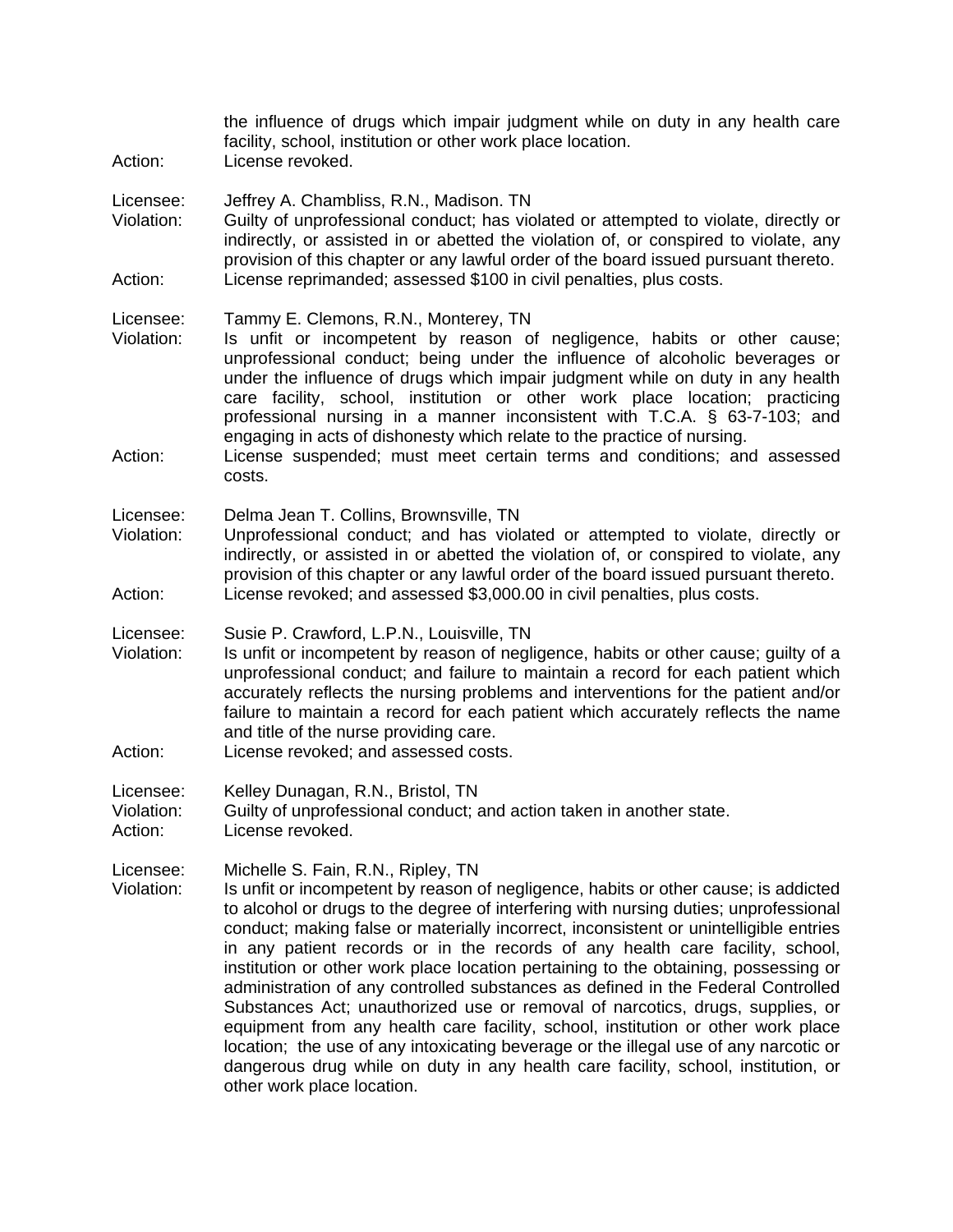the influence of drugs which impair judgment while on duty in any health care facility, school, institution or other work place location.

Action: License revoked.

Licensee: Jeffrey A. Chambliss, R.N., Madison. TN

Violation: Guilty of unprofessional conduct; has violated or attempted to violate, directly or indirectly, or assisted in or abetted the violation of, or conspired to violate, any provision of this chapter or any lawful order of the board issued pursuant thereto.

Action: License reprimanded; assessed $100 in civil penalties, plus costs.

Licensee: Tammy E. Clemons, R.N., Monterey, TN

Violation: Is unfit or incompetent by reason of negligence, habits or other cause; unprofessional conduct; being under the influence of alcoholic beverages or under the influence of drugs which impair judgment while on duty in any health care facility, school, institution or other work place location; practicing professional nursing in a manner inconsistent with T.C.A. § 63-7-103; and engaging in acts of dishonesty which relate to the practice of nursing.

Action: License suspended; must meet certain terms and conditions; and assessed costs.

Licensee: Delma Jean T. Collins, Brownsville, TN

Violation: Unprofessional conduct; and has violated or attempted to violate, directly or indirectly, or assisted in or abetted the violation of, or conspired to violate, any provision of this chapter or any lawful order of the board issued pursuant thereto.

Action: License revoked; and assessed $3,000.00 in civil penalties, plus costs.

Licensee: Susie P. Crawford, L.P.N., Louisville, TN

Violation: Is unfit or incompetent by reason of negligence, habits or other cause; guilty of a unprofessional conduct; and failure to maintain a record for each patient which accurately reflects the nursing problems and interventions for the patient and/or failure to maintain a record for each patient which accurately reflects the name and title of the nurse providing care.

Action: License revoked; and assessed costs.

Licensee: Kelley Dunagan, R.N., Bristol, TN

Violation: Guilty of unprofessional conduct; and action taken in another state.

Action: License revoked.

Licensee: Michelle S. Fain, R.N., Ripley, TN

Violation: Is unfit or incompetent by reason of negligence, habits or other cause; is addicted to alcohol or drugs to the degree of interfering with nursing duties; unprofessional conduct; making false or materially incorrect, inconsistent or unintelligible entries in any patient records or in the records of any health care facility, school, institution or other work place location pertaining to the obtaining, possessing or administration of any controlled substances as defined in the Federal Controlled Substances Act; unauthorized use or removal of narcotics, drugs, supplies, or equipment from any health care facility, school, institution or other work place location; the use of any intoxicating beverage or the illegal use of any narcotic or dangerous drug while on duty in any health care facility, school, institution, or other work place location.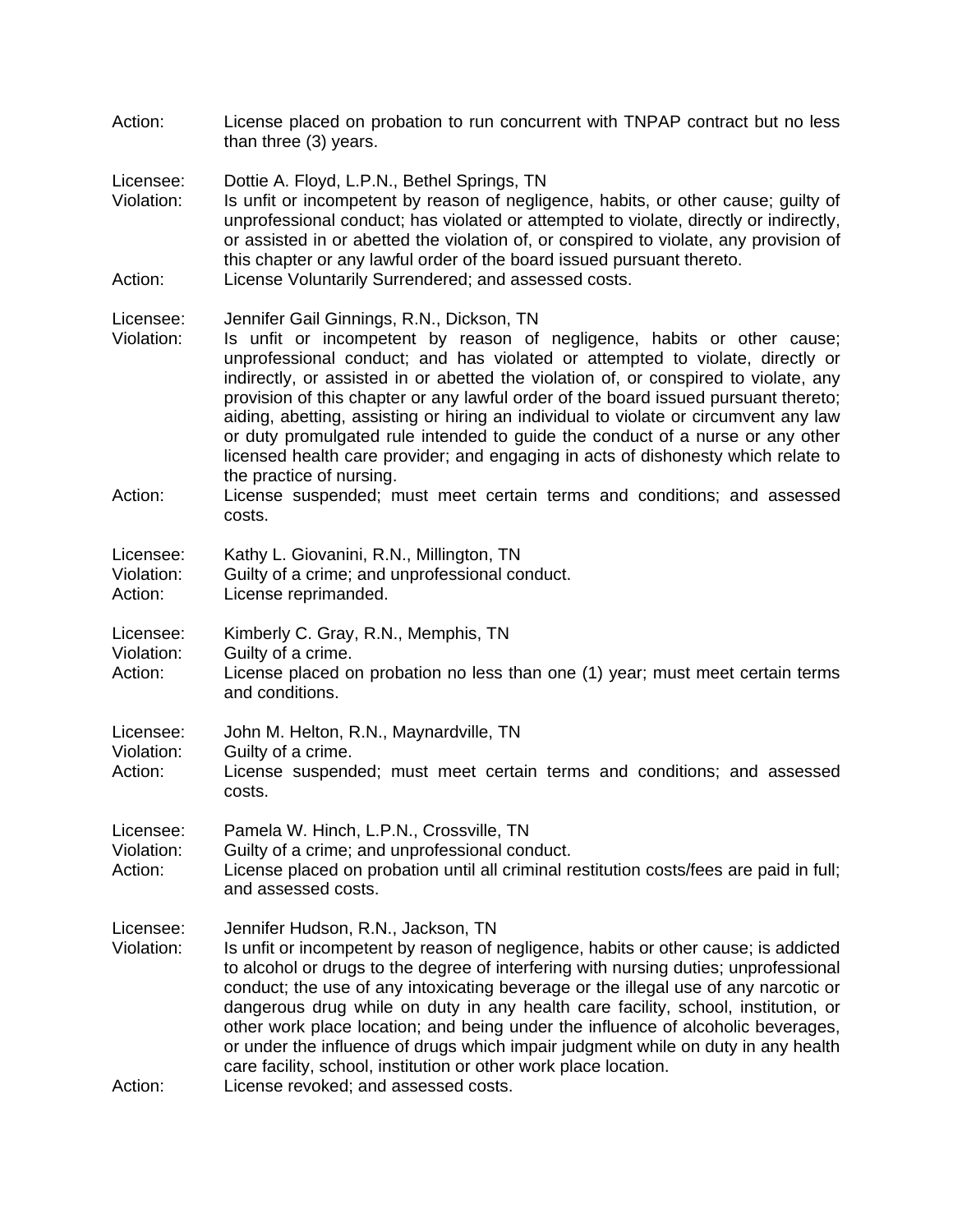Action: License placed on probation to run concurrent with TNPAP contract but no less than three (3) years.

Licensee: Dottie A. Floyd, L.P.N., Bethel Springs, TN
Violation: Is unfit or incompetent by reason of negligence, habits, or other cause; guilty of unprofessional conduct; has violated or attempted to violate, directly or indirectly, or assisted in or abetted the violation of, or conspired to violate, any provision of this chapter or any lawful order of the board issued pursuant thereto.
Action: License Voluntarily Surrendered; and assessed costs.

Licensee: Jennifer Gail Ginnings, R.N., Dickson, TN
Violation: Is unfit or incompetent by reason of negligence, habits or other cause; unprofessional conduct; and has violated or attempted to violate, directly or indirectly, or assisted in or abetted the violation of, or conspired to violate, any provision of this chapter or any lawful order of the board issued pursuant thereto; aiding, abetting, assisting or hiring an individual to violate or circumvent any law or duty promulgated rule intended to guide the conduct of a nurse or any other licensed health care provider; and engaging in acts of dishonesty which relate to the practice of nursing.
Action: License suspended; must meet certain terms and conditions; and assessed costs.

Licensee: Kathy L. Giovanini, R.N., Millington, TN
Violation: Guilty of a crime; and unprofessional conduct.
Action: License reprimanded.

Licensee: Kimberly C. Gray, R.N., Memphis, TN
Violation: Guilty of a crime.
Action: License placed on probation no less than one (1) year; must meet certain terms and conditions.

Licensee: John M. Helton, R.N., Maynardville, TN
Violation: Guilty of a crime.
Action: License suspended; must meet certain terms and conditions; and assessed costs.

Licensee: Pamela W. Hinch, L.P.N., Crossville, TN
Violation: Guilty of a crime; and unprofessional conduct.
Action: License placed on probation until all criminal restitution costs/fees are paid in full; and assessed costs.

Licensee: Jennifer Hudson, R.N., Jackson, TN
Violation: Is unfit or incompetent by reason of negligence, habits or other cause; is addicted to alcohol or drugs to the degree of interfering with nursing duties; unprofessional conduct; the use of any intoxicating beverage or the illegal use of any narcotic or dangerous drug while on duty in any health care facility, school, institution, or other work place location; and being under the influence of alcoholic beverages, or under the influence of drugs which impair judgment while on duty in any health care facility, school, institution or other work place location.
Action: License revoked; and assessed costs.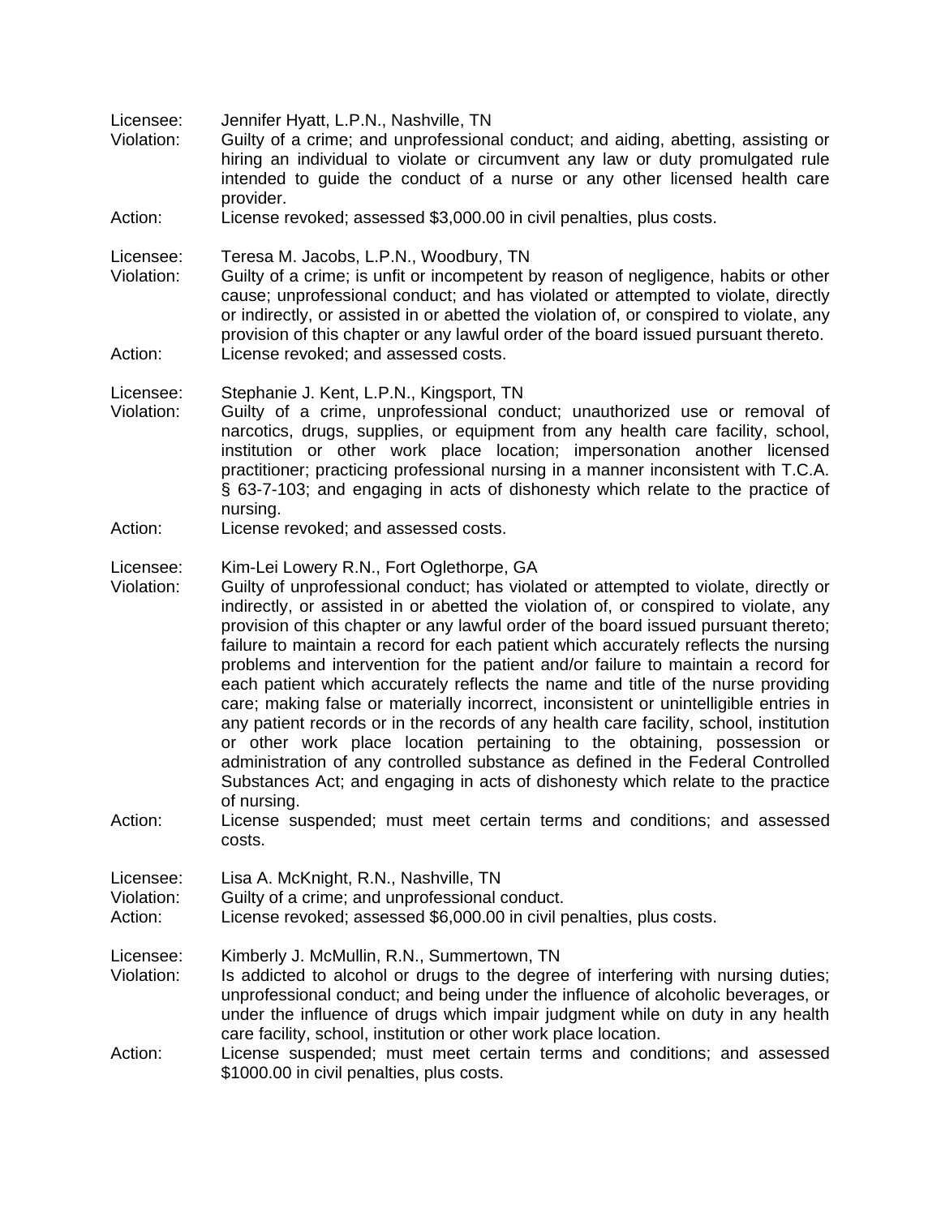Licensee: Jennifer Hyatt, L.P.N., Nashville, TN
Violation: Guilty of a crime; and unprofessional conduct; and aiding, abetting, assisting or hiring an individual to violate or circumvent any law or duty promulgated rule intended to guide the conduct of a nurse or any other licensed health care provider.
Action: License revoked; assessed $3,000.00 in civil penalties, plus costs.

Licensee: Teresa M. Jacobs, L.P.N., Woodbury, TN
Violation: Guilty of a crime; is unfit or incompetent by reason of negligence, habits or other cause; unprofessional conduct; and has violated or attempted to violate, directly or indirectly, or assisted in or abetted the violation of, or conspired to violate, any provision of this chapter or any lawful order of the board issued pursuant thereto.
Action: License revoked; and assessed costs.

Licensee: Stephanie J. Kent, L.P.N., Kingsport, TN
Violation: Guilty of a crime, unprofessional conduct; unauthorized use or removal of narcotics, drugs, supplies, or equipment from any health care facility, school, institution or other work place location; impersonation another licensed practitioner; practicing professional nursing in a manner inconsistent with T.C.A. § 63-7-103; and engaging in acts of dishonesty which relate to the practice of nursing.
Action: License revoked; and assessed costs.

Licensee: Kim-Lei Lowery R.N., Fort Oglethorpe, GA
Violation: Guilty of unprofessional conduct; has violated or attempted to violate, directly or indirectly, or assisted in or abetted the violation of, or conspired to violate, any provision of this chapter or any lawful order of the board issued pursuant thereto; failure to maintain a record for each patient which accurately reflects the nursing problems and intervention for the patient and/or failure to maintain a record for each patient which accurately reflects the name and title of the nurse providing care; making false or materially incorrect, inconsistent or unintelligible entries in any patient records or in the records of any health care facility, school, institution or other work place location pertaining to the obtaining, possession or administration of any controlled substance as defined in the Federal Controlled Substances Act; and engaging in acts of dishonesty which relate to the practice of nursing.
Action: License suspended; must meet certain terms and conditions; and assessed costs.

Licensee: Lisa A. McKnight, R.N., Nashville, TN
Violation: Guilty of a crime; and unprofessional conduct.
Action: License revoked; assessed $6,000.00 in civil penalties, plus costs.

Licensee: Kimberly J. McMullin, R.N., Summertown, TN
Violation: Is addicted to alcohol or drugs to the degree of interfering with nursing duties; unprofessional conduct; and being under the influence of alcoholic beverages, or under the influence of drugs which impair judgment while on duty in any health care facility, school, institution or other work place location.
Action: License suspended; must meet certain terms and conditions; and assessed $1000.00 in civil penalties, plus costs.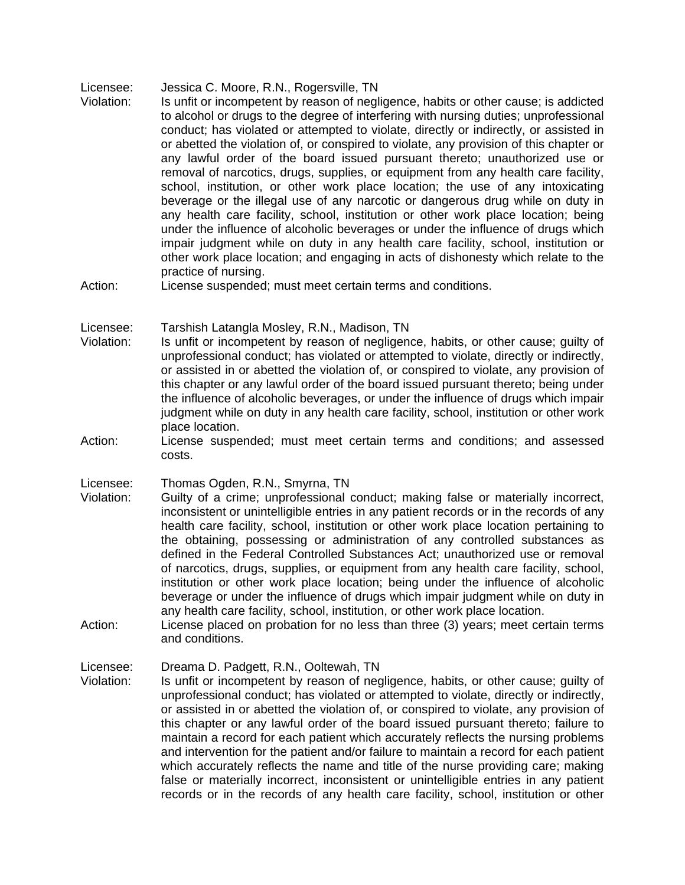Licensee: Jessica C. Moore, R.N., Rogersville, TN
Violation: Is unfit or incompetent by reason of negligence, habits or other cause; is addicted to alcohol or drugs to the degree of interfering with nursing duties; unprofessional conduct; has violated or attempted to violate, directly or indirectly, or assisted in or abetted the violation of, or conspired to violate, any provision of this chapter or any lawful order of the board issued pursuant thereto; unauthorized use or removal of narcotics, drugs, supplies, or equipment from any health care facility, school, institution, or other work place location; the use of any intoxicating beverage or the illegal use of any narcotic or dangerous drug while on duty in any health care facility, school, institution or other work place location; being under the influence of alcoholic beverages or under the influence of drugs which impair judgment while on duty in any health care facility, school, institution or other work place location; and engaging in acts of dishonesty which relate to the practice of nursing.
Action: License suspended; must meet certain terms and conditions.

Licensee: Tarshish Latangla Mosley, R.N., Madison, TN
Violation: Is unfit or incompetent by reason of negligence, habits, or other cause; guilty of unprofessional conduct; has violated or attempted to violate, directly or indirectly, or assisted in or abetted the violation of, or conspired to violate, any provision of this chapter or any lawful order of the board issued pursuant thereto; being under the influence of alcoholic beverages, or under the influence of drugs which impair judgment while on duty in any health care facility, school, institution or other work place location.
Action: License suspended; must meet certain terms and conditions; and assessed costs.

Licensee: Thomas Ogden, R.N., Smyrna, TN
Violation: Guilty of a crime; unprofessional conduct; making false or materially incorrect, inconsistent or unintelligible entries in any patient records or in the records of any health care facility, school, institution or other work place location pertaining to the obtaining, possessing or administration of any controlled substances as defined in the Federal Controlled Substances Act; unauthorized use or removal of narcotics, drugs, supplies, or equipment from any health care facility, school, institution or other work place location; being under the influence of alcoholic beverage or under the influence of drugs which impair judgment while on duty in any health care facility, school, institution, or other work place location.
Action: License placed on probation for no less than three (3) years; meet certain terms and conditions.

Licensee: Dreama D. Padgett, R.N., Ooltewah, TN
Violation: Is unfit or incompetent by reason of negligence, habits, or other cause; guilty of unprofessional conduct; has violated or attempted to violate, directly or indirectly, or assisted in or abetted the violation of, or conspired to violate, any provision of this chapter or any lawful order of the board issued pursuant thereto; failure to maintain a record for each patient which accurately reflects the nursing problems and intervention for the patient and/or failure to maintain a record for each patient which accurately reflects the name and title of the nurse providing care; making false or materially incorrect, inconsistent or unintelligible entries in any patient records or in the records of any health care facility, school, institution or other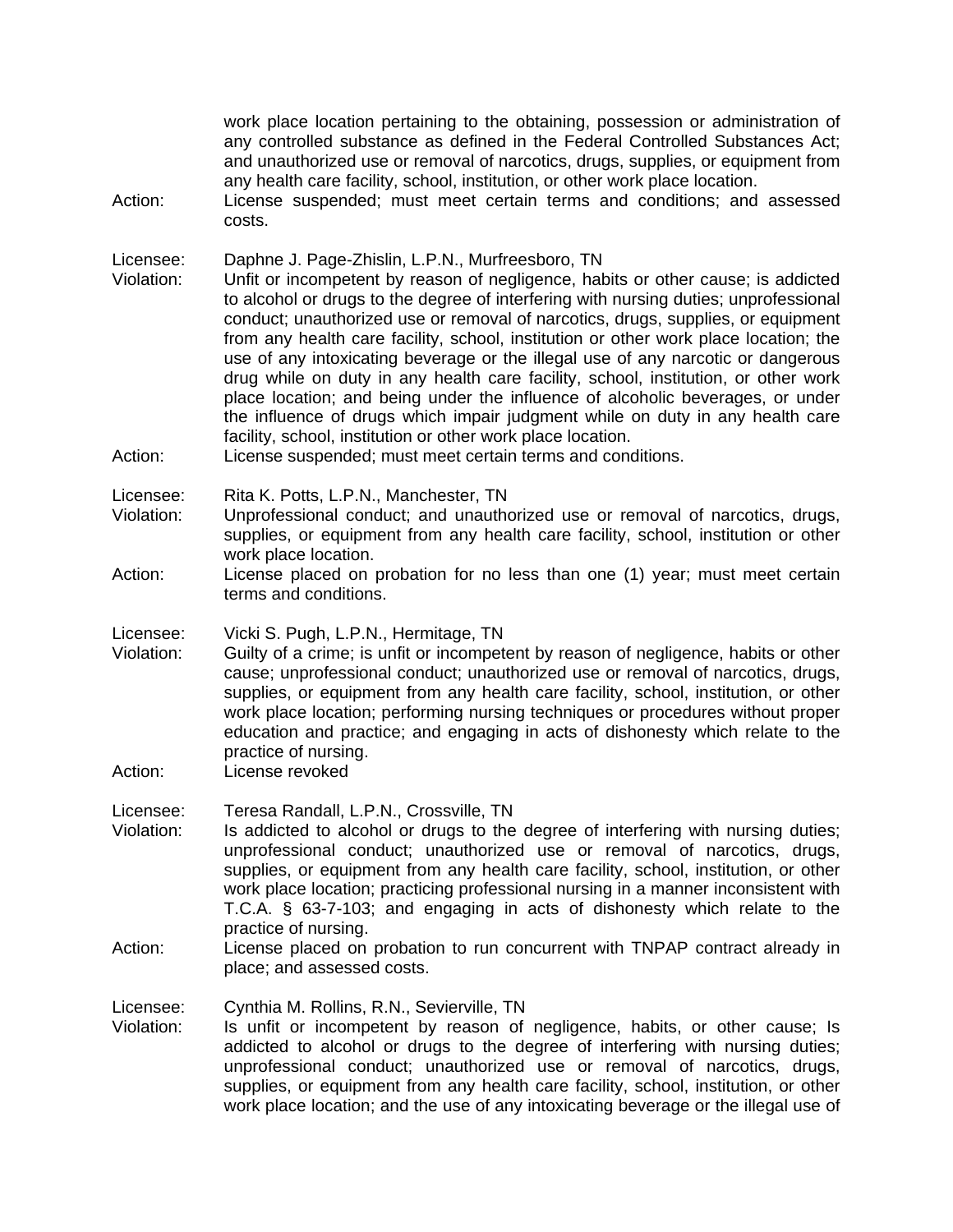work place location pertaining to the obtaining, possession or administration of any controlled substance as defined in the Federal Controlled Substances Act; and unauthorized use or removal of narcotics, drugs, supplies, or equipment from any health care facility, school, institution, or other work place location.

Action: License suspended; must meet certain terms and conditions; and assessed costs.

Licensee: Daphne J. Page-Zhislin, L.P.N., Murfreesboro, TN

Violation: Unfit or incompetent by reason of negligence, habits or other cause; is addicted to alcohol or drugs to the degree of interfering with nursing duties; unprofessional conduct; unauthorized use or removal of narcotics, drugs, supplies, or equipment from any health care facility, school, institution or other work place location; the use of any intoxicating beverage or the illegal use of any narcotic or dangerous drug while on duty in any health care facility, school, institution, or other work place location; and being under the influence of alcoholic beverages, or under the influence of drugs which impair judgment while on duty in any health care facility, school, institution or other work place location.

Action: License suspended; must meet certain terms and conditions.

Licensee: Rita K. Potts, L.P.N., Manchester, TN

Violation: Unprofessional conduct; and unauthorized use or removal of narcotics, drugs, supplies, or equipment from any health care facility, school, institution or other work place location.

Action: License placed on probation for no less than one (1) year; must meet certain terms and conditions.

Licensee: Vicki S. Pugh, L.P.N., Hermitage, TN

Violation: Guilty of a crime; is unfit or incompetent by reason of negligence, habits or other cause; unprofessional conduct; unauthorized use or removal of narcotics, drugs, supplies, or equipment from any health care facility, school, institution, or other work place location; performing nursing techniques or procedures without proper education and practice; and engaging in acts of dishonesty which relate to the practice of nursing.

Action: License revoked

Licensee: Teresa Randall, L.P.N., Crossville, TN

Violation: Is addicted to alcohol or drugs to the degree of interfering with nursing duties; unprofessional conduct; unauthorized use or removal of narcotics, drugs, supplies, or equipment from any health care facility, school, institution, or other work place location; practicing professional nursing in a manner inconsistent with T.C.A. § 63-7-103; and engaging in acts of dishonesty which relate to the practice of nursing.

Action: License placed on probation to run concurrent with TNPAP contract already in place; and assessed costs.

Licensee: Cynthia M. Rollins, R.N., Sevierville, TN

Violation: Is unfit or incompetent by reason of negligence, habits, or other cause; Is addicted to alcohol or drugs to the degree of interfering with nursing duties; unprofessional conduct; unauthorized use or removal of narcotics, drugs, supplies, or equipment from any health care facility, school, institution, or other work place location; and the use of any intoxicating beverage or the illegal use of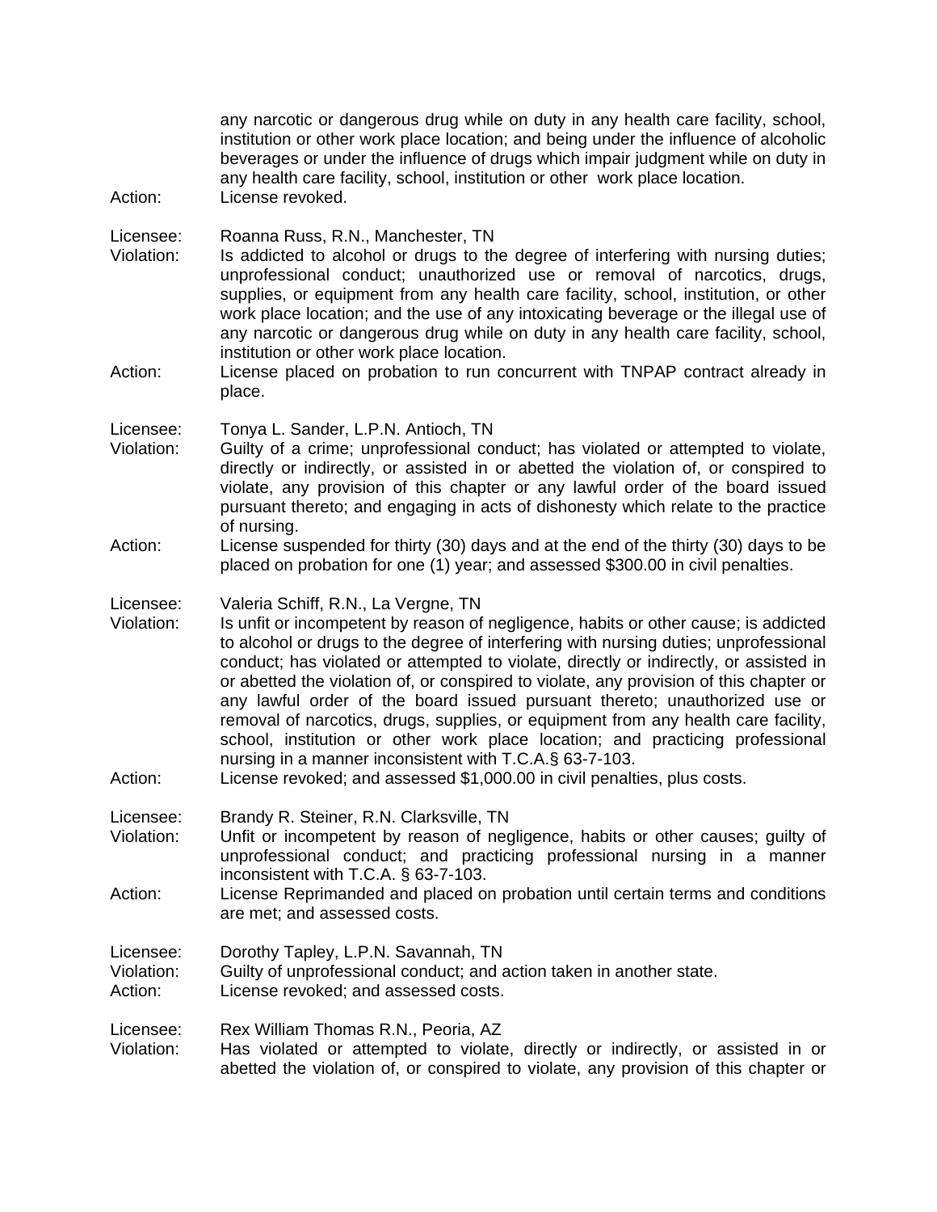any narcotic or dangerous drug while on duty in any health care facility, school, institution or other work place location; and being under the influence of alcoholic beverages or under the influence of drugs which impair judgment while on duty in any health care facility, school, institution or other work place location.

Action: License revoked.

Licensee: Roanna Russ, R.N., Manchester, TN

Violation: Is addicted to alcohol or drugs to the degree of interfering with nursing duties; unprofessional conduct; unauthorized use or removal of narcotics, drugs, supplies, or equipment from any health care facility, school, institution, or other work place location; and the use of any intoxicating beverage or the illegal use of any narcotic or dangerous drug while on duty in any health care facility, school, institution or other work place location.

Action: License placed on probation to run concurrent with TNPAP contract already in place.

Licensee: Tonya L. Sander, L.P.N. Antioch, TN

Violation: Guilty of a crime; unprofessional conduct; has violated or attempted to violate, directly or indirectly, or assisted in or abetted the violation of, or conspired to violate, any provision of this chapter or any lawful order of the board issued pursuant thereto; and engaging in acts of dishonesty which relate to the practice of nursing.

Action: License suspended for thirty (30) days and at the end of the thirty (30) days to be placed on probation for one (1) year; and assessed $300.00 in civil penalties.

Licensee: Valeria Schiff, R.N., La Vergne, TN

Violation: Is unfit or incompetent by reason of negligence, habits or other cause; is addicted to alcohol or drugs to the degree of interfering with nursing duties; unprofessional conduct; has violated or attempted to violate, directly or indirectly, or assisted in or abetted the violation of, or conspired to violate, any provision of this chapter or any lawful order of the board issued pursuant thereto; unauthorized use or removal of narcotics, drugs, supplies, or equipment from any health care facility, school, institution or other work place location; and practicing professional nursing in a manner inconsistent with T.C.A.§ 63-7-103.

Action: License revoked; and assessed $1,000.00 in civil penalties, plus costs.

Licensee: Brandy R. Steiner, R.N. Clarksville, TN

Violation: Unfit or incompetent by reason of negligence, habits or other causes; guilty of unprofessional conduct; and practicing professional nursing in a manner inconsistent with T.C.A. § 63-7-103.

Action: License Reprimanded and placed on probation until certain terms and conditions are met; and assessed costs.

Licensee: Dorothy Tapley, L.P.N. Savannah, TN

Violation: Guilty of unprofessional conduct; and action taken in another state.

Action: License revoked; and assessed costs.

Licensee: Rex William Thomas R.N., Peoria, AZ

Violation: Has violated or attempted to violate, directly or indirectly, or assisted in or abetted the violation of, or conspired to violate, any provision of this chapter or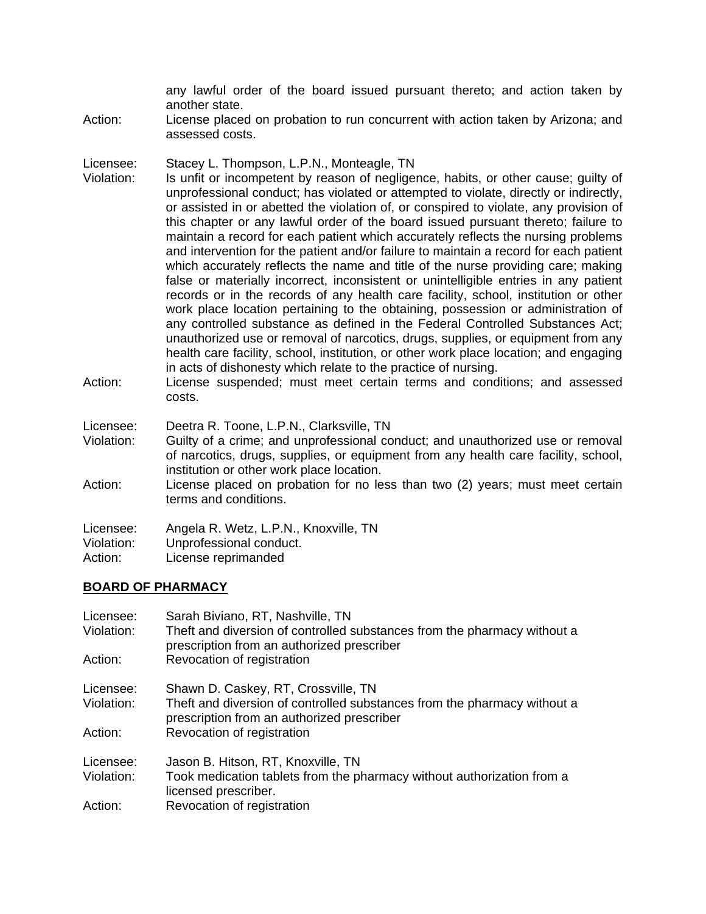any lawful order of the board issued pursuant thereto; and action taken by another state.

Action: License placed on probation to run concurrent with action taken by Arizona; and assessed costs.

Licensee: Stacey L. Thompson, L.P.N., Monteagle, TN

Violation: Is unfit or incompetent by reason of negligence, habits, or other cause; guilty of unprofessional conduct; has violated or attempted to violate, directly or indirectly, or assisted in or abetted the violation of, or conspired to violate, any provision of this chapter or any lawful order of the board issued pursuant thereto; failure to maintain a record for each patient which accurately reflects the nursing problems and intervention for the patient and/or failure to maintain a record for each patient which accurately reflects the name and title of the nurse providing care; making false or materially incorrect, inconsistent or unintelligible entries in any patient records or in the records of any health care facility, school, institution or other work place location pertaining to the obtaining, possession or administration of any controlled substance as defined in the Federal Controlled Substances Act; unauthorized use or removal of narcotics, drugs, supplies, or equipment from any health care facility, school, institution, or other work place location; and engaging in acts of dishonesty which relate to the practice of nursing.

Action: License suspended; must meet certain terms and conditions; and assessed costs.

Licensee: Deetra R. Toone, L.P.N., Clarksville, TN

Violation: Guilty of a crime; and unprofessional conduct; and unauthorized use or removal of narcotics, drugs, supplies, or equipment from any health care facility, school, institution or other work place location.

Action: License placed on probation for no less than two (2) years; must meet certain terms and conditions.

Licensee: Angela R. Wetz, L.P.N., Knoxville, TN

Violation: Unprofessional conduct.

Action: License reprimanded

## BOARD OF PHARMACY

Licensee: Sarah Biviano, RT, Nashville, TN

Violation: Theft and diversion of controlled substances from the pharmacy without a prescription from an authorized prescriber

Action: Revocation of registration

Licensee: Shawn D. Caskey, RT, Crossville, TN

Violation: Theft and diversion of controlled substances from the pharmacy without a prescription from an authorized prescriber

Action: Revocation of registration

Licensee: Jason B. Hitson, RT, Knoxville, TN

Violation: Took medication tablets from the pharmacy without authorization from a licensed prescriber.

Action: Revocation of registration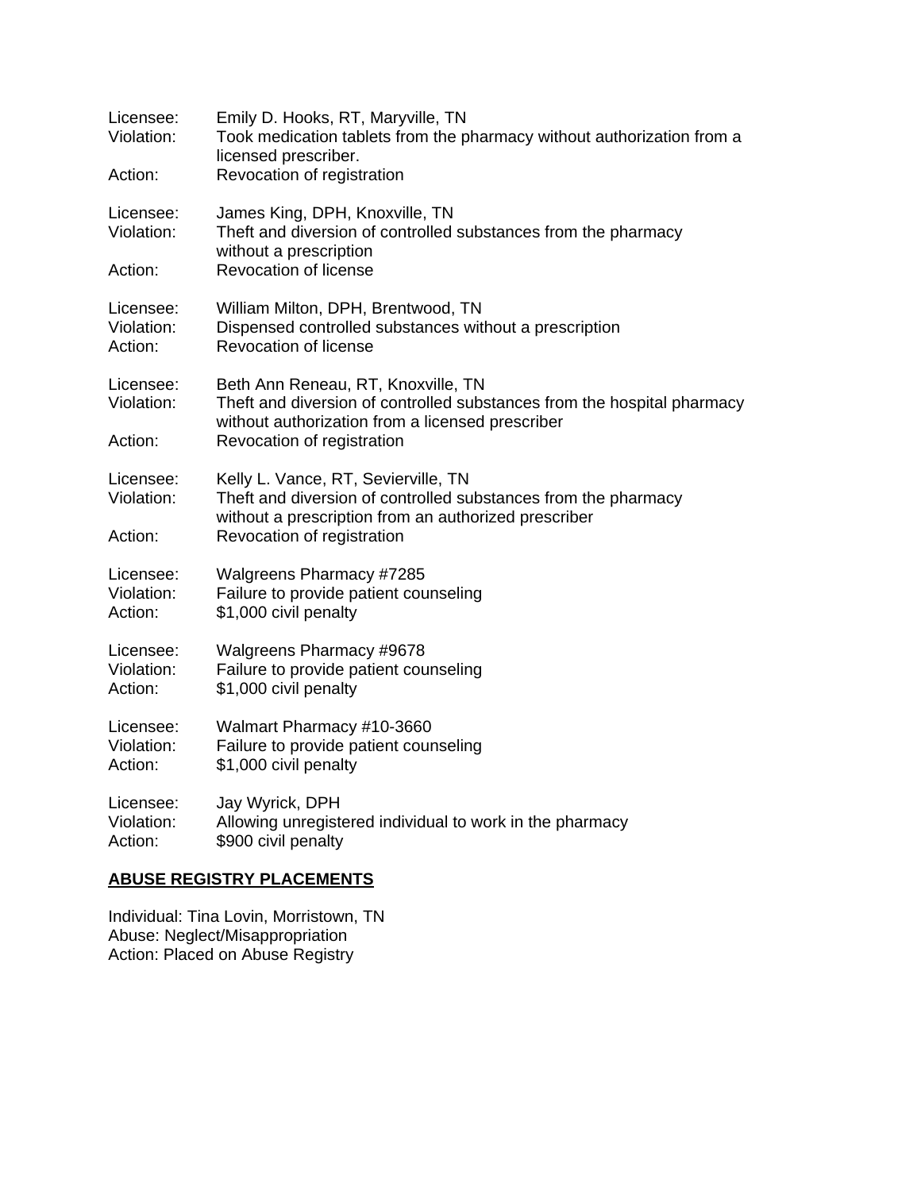Licensee: Emily D. Hooks, RT, Maryville, TN
Violation: Took medication tablets from the pharmacy without authorization from a licensed prescriber.
Action: Revocation of registration

Licensee: James King, DPH, Knoxville, TN
Violation: Theft and diversion of controlled substances from the pharmacy without a prescription
Action: Revocation of license

Licensee: William Milton, DPH, Brentwood, TN
Violation: Dispensed controlled substances without a prescription
Action: Revocation of license

Licensee: Beth Ann Reneau, RT, Knoxville, TN
Violation: Theft and diversion of controlled substances from the hospital pharmacy without authorization from a licensed prescriber
Action: Revocation of registration

Licensee: Kelly L. Vance, RT, Sevierville, TN
Violation: Theft and diversion of controlled substances from the pharmacy without a prescription from an authorized prescriber
Action: Revocation of registration

Licensee: Walgreens Pharmacy #7285
Violation: Failure to provide patient counseling
Action: $1,000 civil penalty

Licensee: Walgreens Pharmacy #9678
Violation: Failure to provide patient counseling
Action: $1,000 civil penalty

Licensee: Walmart Pharmacy #10-3660
Violation: Failure to provide patient counseling
Action: $1,000 civil penalty

Licensee: Jay Wyrick, DPH
Violation: Allowing unregistered individual to work in the pharmacy
Action: $900 civil penalty

## ABUSE REGISTRY PLACEMENTS

Individual: Tina Lovin, Morristown, TN
Abuse: Neglect/Misappropriation
Action: Placed on Abuse Registry